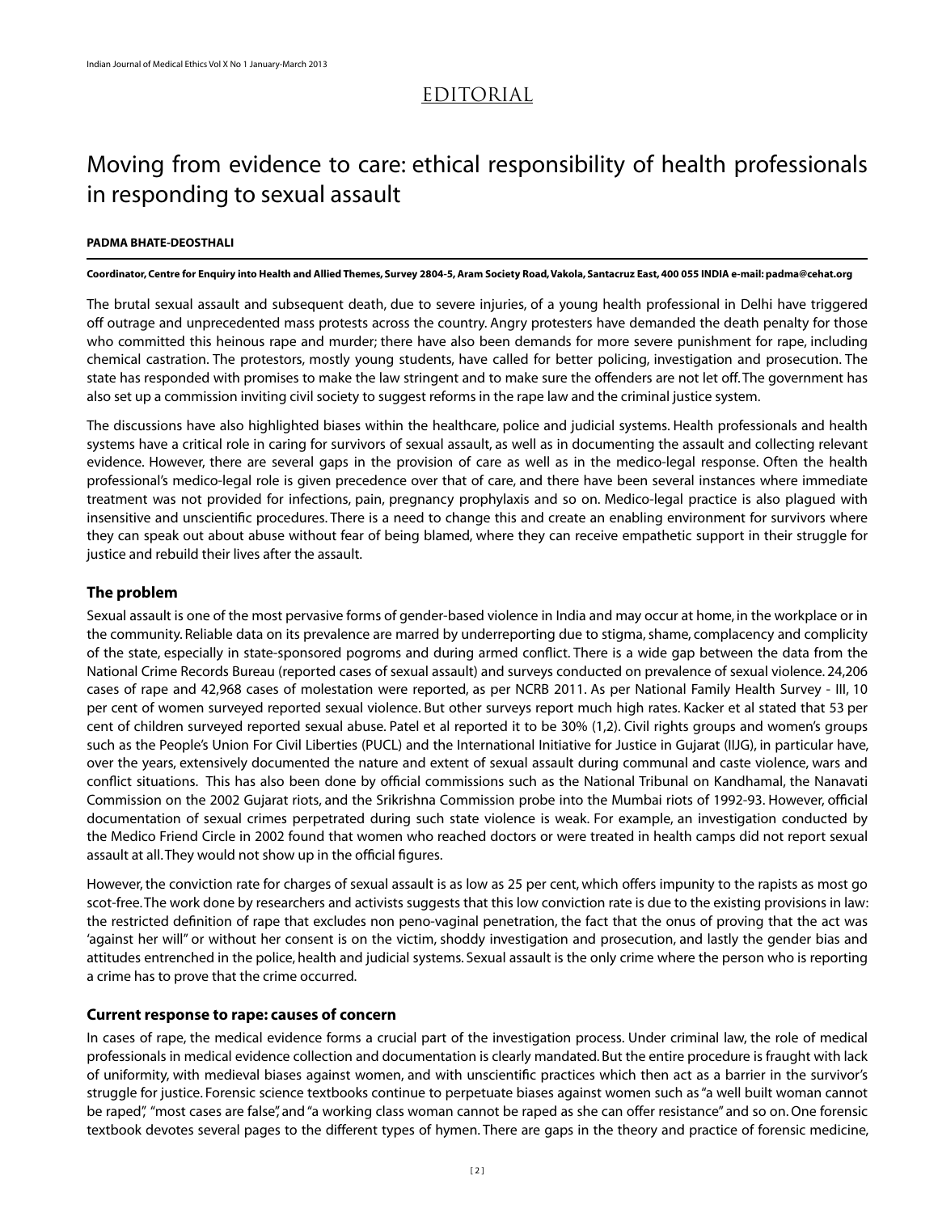EDITORIAL

# Moving from evidence to care: ethical responsibility of health professionals in responding to sexual assault

**PADMA BHATE-DEOSTHALI**

**Coordinator, Centre for Enquiry into Health and Allied Themes, Survey 2804-5, Aram Society Road, Vakola, Santacruz East, 400 055 INDIA e-mail: padma@cehat.org**

The brutal sexual assault and subsequent death, due to severe injuries, of a young health professional in Delhi have triggered off outrage and unprecedented mass protests across the country. Angry protesters have demanded the death penalty for those who committed this heinous rape and murder; there have also been demands for more severe punishment for rape, including chemical castration. The protestors, mostly young students, have called for better policing, investigation and prosecution. The state has responded with promises to make the law stringent and to make sure the offenders are not let off. The government has also set up a commission inviting civil society to suggest reforms in the rape law and the criminal justice system.

The discussions have also highlighted biases within the healthcare, police and judicial systems. Health professionals and health systems have a critical role in caring for survivors of sexual assault, as well as in documenting the assault and collecting relevant evidence. However, there are several gaps in the provision of care as well as in the medico-legal response. Often the health professional's medico-legal role is given precedence over that of care, and there have been several instances where immediate treatment was not provided for infections, pain, pregnancy prophylaxis and so on. Medico-legal practice is also plagued with insensitive and unscientific procedures. There is a need to change this and create an enabling environment for survivors where they can speak out about abuse without fear of being blamed, where they can receive empathetic support in their struggle for justice and rebuild their lives after the assault.

## The problem

Sexual assault is one of the most pervasive forms of gender-based violence in India and may occur at home, in the workplace or in the community. Reliable data on its prevalence are marred by underreporting due to stigma, shame, complacency and complicity of the state, especially in state-sponsored pogroms and during armed conflict. There is a wide gap between the data from the National Crime Records Bureau (reported cases of sexual assault) and surveys conducted on prevalence of sexual violence. 24,206 cases of rape and 42,968 cases of molestation were reported, as per NCRB 2011. As per National Family Health Survey - III, 10 per cent of women surveyed reported sexual violence. But other surveys report much high rates. Kacker et al stated that 53 per cent of children surveyed reported sexual abuse. Patel et al reported it to be 30% (1,2). Civil rights groups and women's groups such as the People's Union For Civil Liberties (PUCL) and the International Initiative for Justice in Gujarat (IIJG), in particular have, over the years, extensively documented the nature and extent of sexual assault during communal and caste violence, wars and conflict situations. This has also been done by official commissions such as the National Tribunal on Kandhamal, the Nanavati Commission on the 2002 Gujarat riots, and the Srikrishna Commission probe into the Mumbai riots of 1992-93. However, official documentation of sexual crimes perpetrated during such state violence is weak. For example, an investigation conducted by the Medico Friend Circle in 2002 found that women who reached doctors or were treated in health camps did not report sexual assault at all. They would not show up in the official figures.

However, the conviction rate for charges of sexual assault is as low as 25 per cent, which offers impunity to the rapists as most go scot-free. The work done by researchers and activists suggests that this low conviction rate is due to the existing provisions in law: the restricted definition of rape that excludes non peno-vaginal penetration, the fact that the onus of proving that the act was 'against her will" or without her consent is on the victim, shoddy investigation and prosecution, and lastly the gender bias and attitudes entrenched in the police, health and judicial systems. Sexual assault is the only crime where the person who is reporting a crime has to prove that the crime occurred.

## Current response to rape: causes of concern

In cases of rape, the medical evidence forms a crucial part of the investigation process. Under criminal law, the role of medical professionals in medical evidence collection and documentation is clearly mandated. But the entire procedure is fraught with lack of uniformity, with medieval biases against women, and with unscientific practices which then act as a barrier in the survivor's struggle for justice. Forensic science textbooks continue to perpetuate biases against women such as "a well built woman cannot be raped", "most cases are false", and "a working class woman cannot be raped as she can offer resistance" and so on. One forensic textbook devotes several pages to the different types of hymen. There are gaps in the theory and practice of forensic medicine,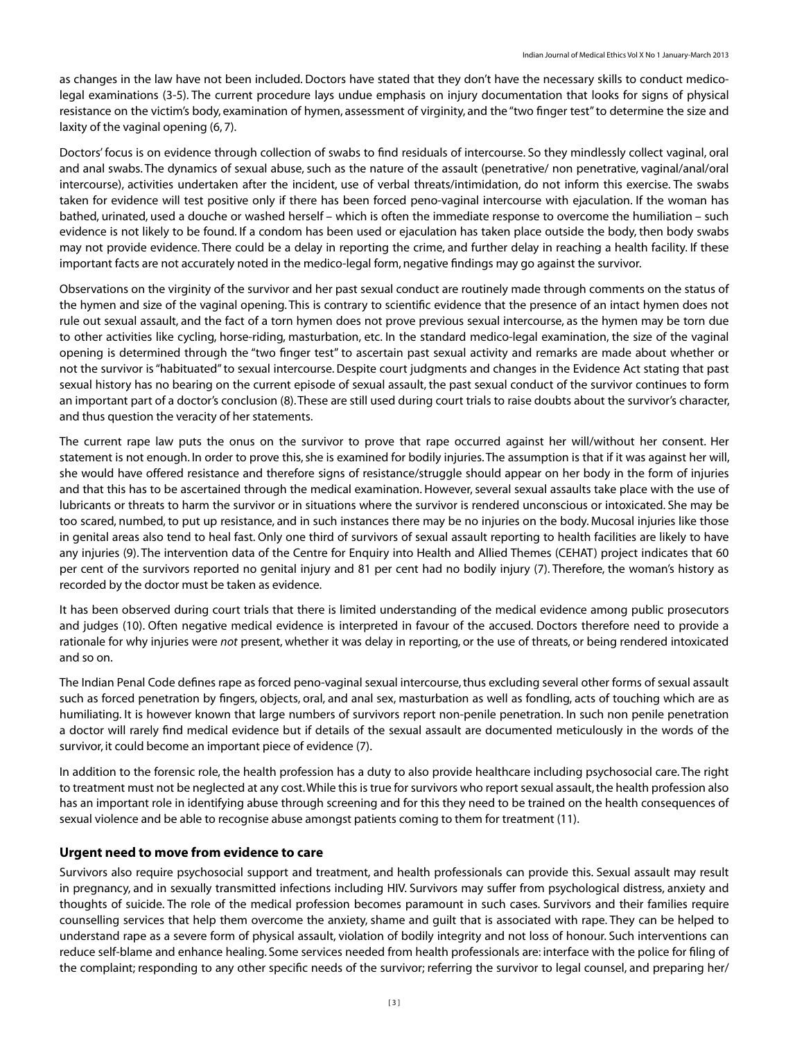as changes in the law have not been included. Doctors have stated that they don't have the necessary skills to conduct medico-legal examinations (3-5). The current procedure lays undue emphasis on injury documentation that looks for signs of physical resistance on the victim's body, examination of hymen, assessment of virginity, and the "two finger test" to determine the size and laxity of the vaginal opening (6, 7).

Doctors' focus is on evidence through collection of swabs to find residuals of intercourse. So they mindlessly collect vaginal, oral and anal swabs. The dynamics of sexual abuse, such as the nature of the assault (penetrative/ non penetrative, vaginal/anal/oral intercourse), activities undertaken after the incident, use of verbal threats/intimidation, do not inform this exercise. The swabs taken for evidence will test positive only if there has been forced peno-vaginal intercourse with ejaculation. If the woman has bathed, urinated, used a douche or washed herself – which is often the immediate response to overcome the humiliation – such evidence is not likely to be found. If a condom has been used or ejaculation has taken place outside the body, then body swabs may not provide evidence. There could be a delay in reporting the crime, and further delay in reaching a health facility. If these important facts are not accurately noted in the medico-legal form, negative findings may go against the survivor.

Observations on the virginity of the survivor and her past sexual conduct are routinely made through comments on the status of the hymen and size of the vaginal opening. This is contrary to scientific evidence that the presence of an intact hymen does not rule out sexual assault, and the fact of a torn hymen does not prove previous sexual intercourse, as the hymen may be torn due to other activities like cycling, horse-riding, masturbation, etc. In the standard medico-legal examination, the size of the vaginal opening is determined through the "two finger test" to ascertain past sexual activity and remarks are made about whether or not the survivor is "habituated" to sexual intercourse. Despite court judgments and changes in the Evidence Act stating that past sexual history has no bearing on the current episode of sexual assault, the past sexual conduct of the survivor continues to form an important part of a doctor's conclusion (8). These are still used during court trials to raise doubts about the survivor's character, and thus question the veracity of her statements.

The current rape law puts the onus on the survivor to prove that rape occurred against her will/without her consent. Her statement is not enough. In order to prove this, she is examined for bodily injuries. The assumption is that if it was against her will, she would have offered resistance and therefore signs of resistance/struggle should appear on her body in the form of injuries and that this has to be ascertained through the medical examination. However, several sexual assaults take place with the use of lubricants or threats to harm the survivor or in situations where the survivor is rendered unconscious or intoxicated. She may be too scared, numbed, to put up resistance, and in such instances there may be no injuries on the body. Mucosal injuries like those in genital areas also tend to heal fast. Only one third of survivors of sexual assault reporting to health facilities are likely to have any injuries (9). The intervention data of the Centre for Enquiry into Health and Allied Themes (CEHAT) project indicates that 60 per cent of the survivors reported no genital injury and 81 per cent had no bodily injury (7). Therefore, the woman's history as recorded by the doctor must be taken as evidence.

It has been observed during court trials that there is limited understanding of the medical evidence among public prosecutors and judges (10). Often negative medical evidence is interpreted in favour of the accused. Doctors therefore need to provide a rationale for why injuries were *not* present, whether it was delay in reporting, or the use of threats, or being rendered intoxicated and so on.

The Indian Penal Code defines rape as forced peno-vaginal sexual intercourse, thus excluding several other forms of sexual assault such as forced penetration by fingers, objects, oral, and anal sex, masturbation as well as fondling, acts of touching which are as humiliating. It is however known that large numbers of survivors report non-penile penetration. In such non penile penetration a doctor will rarely find medical evidence but if details of the sexual assault are documented meticulously in the words of the survivor, it could become an important piece of evidence (7).

In addition to the forensic role, the health profession has a duty to also provide healthcare including psychosocial care. The right to treatment must not be neglected at any cost. While this is true for survivors who report sexual assault, the health profession also has an important role in identifying abuse through screening and for this they need to be trained on the health consequences of sexual violence and be able to recognise abuse amongst patients coming to them for treatment (11).

## Urgent need to move from evidence to care

Survivors also require psychosocial support and treatment, and health professionals can provide this. Sexual assault may result in pregnancy, and in sexually transmitted infections including HIV. Survivors may suffer from psychological distress, anxiety and thoughts of suicide. The role of the medical profession becomes paramount in such cases. Survivors and their families require counselling services that help them overcome the anxiety, shame and guilt that is associated with rape. They can be helped to understand rape as a severe form of physical assault, violation of bodily integrity and not loss of honour. Such interventions can reduce self-blame and enhance healing. Some services needed from health professionals are: interface with the police for filing of the complaint; responding to any other specific needs of the survivor; referring the survivor to legal counsel, and preparing her/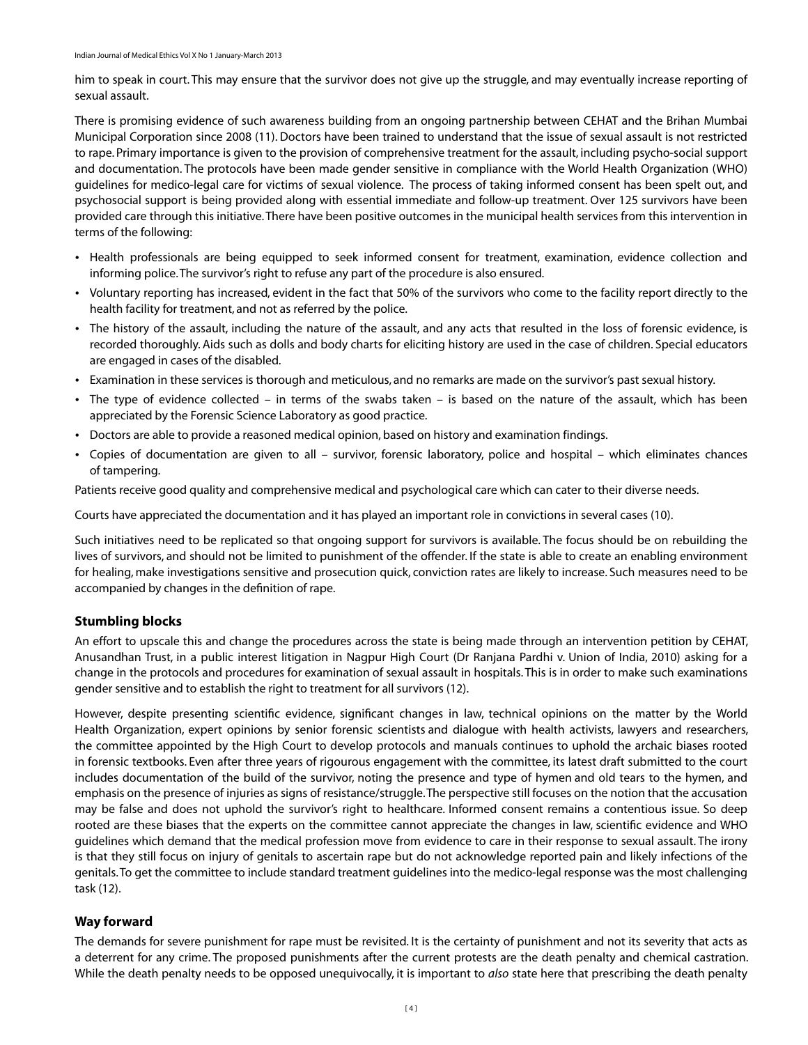him to speak in court. This may ensure that the survivor does not give up the struggle, and may eventually increase reporting of sexual assault.

There is promising evidence of such awareness building from an ongoing partnership between CEHAT and the Brihan Mumbai Municipal Corporation since 2008 (11). Doctors have been trained to understand that the issue of sexual assault is not restricted to rape. Primary importance is given to the provision of comprehensive treatment for the assault, including psycho-social support and documentation. The protocols have been made gender sensitive in compliance with the World Health Organization (WHO) guidelines for medico-legal care for victims of sexual violence. The process of taking informed consent has been spelt out, and psychosocial support is being provided along with essential immediate and follow-up treatment. Over 125 survivors have been provided care through this initiative. There have been positive outcomes in the municipal health services from this intervention in terms of the following:

- Health professionals are being equipped to seek informed consent for treatment, examination, evidence collection and informing police. The survivor's right to refuse any part of the procedure is also ensured.
- Voluntary reporting has increased, evident in the fact that 50% of the survivors who come to the facility report directly to the health facility for treatment, and not as referred by the police.
- The history of the assault, including the nature of the assault, and any acts that resulted in the loss of forensic evidence, is recorded thoroughly. Aids such as dolls and body charts for eliciting history are used in the case of children. Special educators are engaged in cases of the disabled.
- Examination in these services is thorough and meticulous, and no remarks are made on the survivor's past sexual history.
- The type of evidence collected – in terms of the swabs taken – is based on the nature of the assault, which has been appreciated by the Forensic Science Laboratory as good practice.
- Doctors are able to provide a reasoned medical opinion, based on history and examination findings.
- Copies of documentation are given to all – survivor, forensic laboratory, police and hospital – which eliminates chances of tampering.

Patients receive good quality and comprehensive medical and psychological care which can cater to their diverse needs.

Courts have appreciated the documentation and it has played an important role in convictions in several cases (10).

Such initiatives need to be replicated so that ongoing support for survivors is available. The focus should be on rebuilding the lives of survivors, and should not be limited to punishment of the offender. If the state is able to create an enabling environment for healing, make investigations sensitive and prosecution quick, conviction rates are likely to increase. Such measures need to be accompanied by changes in the definition of rape.

## Stumbling blocks

An effort to upscale this and change the procedures across the state is being made through an intervention petition by CEHAT, Anusandhan Trust, in a public interest litigation in Nagpur High Court (Dr Ranjana Pardhi v. Union of India, 2010) asking for a change in the protocols and procedures for examination of sexual assault in hospitals. This is in order to make such examinations gender sensitive and to establish the right to treatment for all survivors (12).

However, despite presenting scientific evidence, significant changes in law, technical opinions on the matter by the World Health Organization, expert opinions by senior forensic scientists and dialogue with health activists, lawyers and researchers, the committee appointed by the High Court to develop protocols and manuals continues to uphold the archaic biases rooted in forensic textbooks. Even after three years of rigourous engagement with the committee, its latest draft submitted to the court includes documentation of the build of the survivor, noting the presence and type of hymen and old tears to the hymen, and emphasis on the presence of injuries as signs of resistance/struggle. The perspective still focuses on the notion that the accusation may be false and does not uphold the survivor's right to healthcare. Informed consent remains a contentious issue. So deep rooted are these biases that the experts on the committee cannot appreciate the changes in law, scientific evidence and WHO guidelines which demand that the medical profession move from evidence to care in their response to sexual assault. The irony is that they still focus on injury of genitals to ascertain rape but do not acknowledge reported pain and likely infections of the genitals. To get the committee to include standard treatment guidelines into the medico-legal response was the most challenging task (12).

## Way forward

The demands for severe punishment for rape must be revisited. It is the certainty of punishment and not its severity that acts as a deterrent for any crime. The proposed punishments after the current protests are the death penalty and chemical castration. While the death penalty needs to be opposed unequivocally, it is important to *also* state here that prescribing the death penalty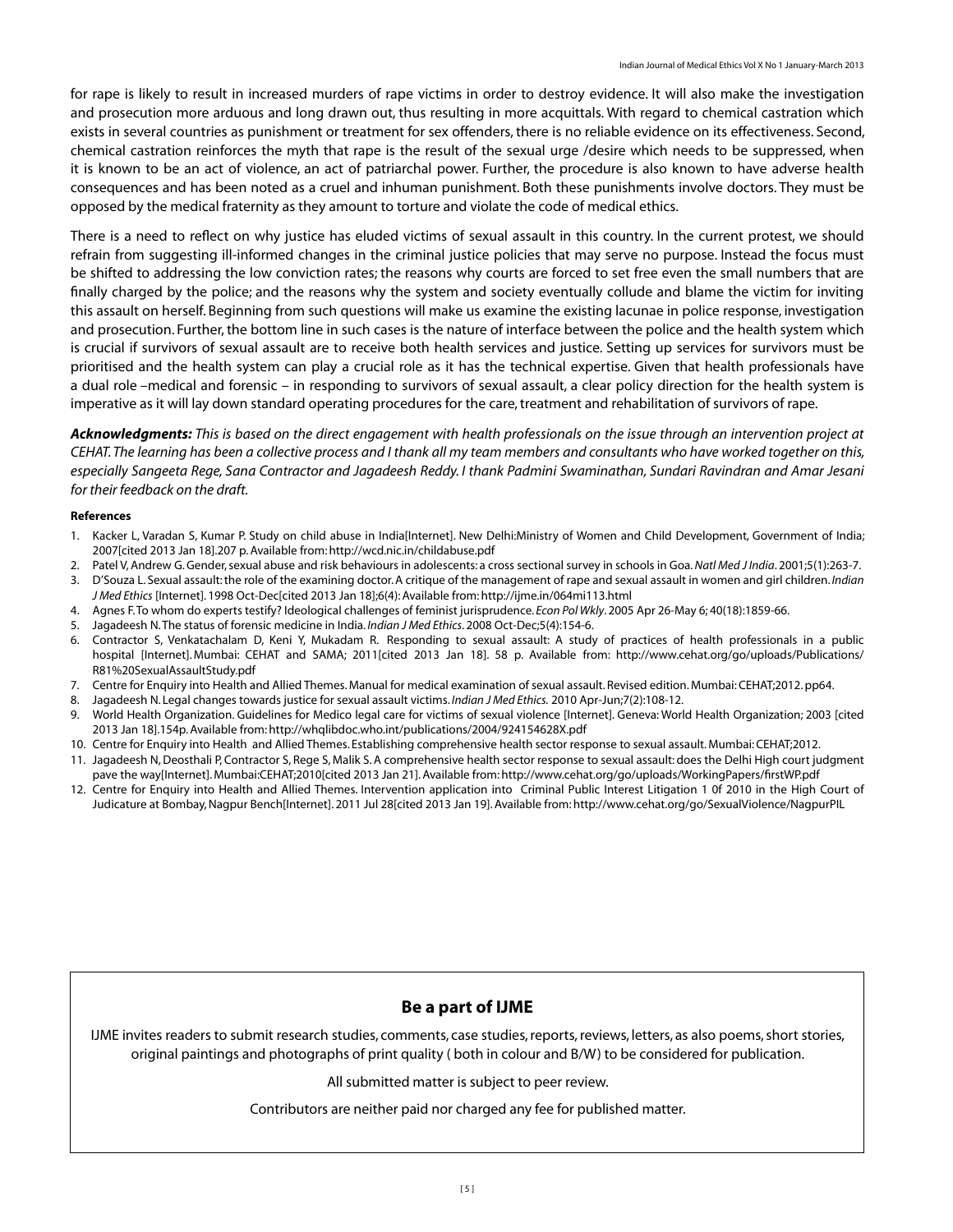for rape is likely to result in increased murders of rape victims in order to destroy evidence. It will also make the investigation and prosecution more arduous and long drawn out, thus resulting in more acquittals. With regard to chemical castration which exists in several countries as punishment or treatment for sex offenders, there is no reliable evidence on its effectiveness. Second, chemical castration reinforces the myth that rape is the result of the sexual urge /desire which needs to be suppressed, when it is known to be an act of violence, an act of patriarchal power. Further, the procedure is also known to have adverse health consequences and has been noted as a cruel and inhuman punishment. Both these punishments involve doctors. They must be opposed by the medical fraternity as they amount to torture and violate the code of medical ethics.

There is a need to reflect on why justice has eluded victims of sexual assault in this country. In the current protest, we should refrain from suggesting ill-informed changes in the criminal justice policies that may serve no purpose. Instead the focus must be shifted to addressing the low conviction rates; the reasons why courts are forced to set free even the small numbers that are finally charged by the police; and the reasons why the system and society eventually collude and blame the victim for inviting this assault on herself. Beginning from such questions will make us examine the existing lacunae in police response, investigation and prosecution. Further, the bottom line in such cases is the nature of interface between the police and the health system which is crucial if survivors of sexual assault are to receive both health services and justice. Setting up services for survivors must be prioritised and the health system can play a crucial role as it has the technical expertise. Given that health professionals have a dual role –medical and forensic – in responding to survivors of sexual assault, a clear policy direction for the health system is imperative as it will lay down standard operating procedures for the care, treatment and rehabilitation of survivors of rape.

***Acknowledgments:*** *This is based on the direct engagement with health professionals on the issue through an intervention project at CEHAT. The learning has been a collective process and I thank all my team members and consultants who have worked together on this, especially Sangeeta Rege, Sana Contractor and Jagadeesh Reddy. I thank Padmini Swaminathan, Sundari Ravindran and Amar Jesani for their feedback on the draft.*

**References**

1. Kacker L, Varadan S, Kumar P. Study on child abuse in India[Internet]. New Delhi:Ministry of Women and Child Development, Government of India; 2007[cited 2013 Jan 18].207 p. Available from: http://wcd.nic.in/childabuse.pdf
2. Patel V, Andrew G. Gender, sexual abuse and risk behaviours in adolescents: a cross sectional survey in schools in Goa. *Natl Med J India*. 2001;5(1):263-7.
3. D'Souza L. Sexual assault: the role of the examining doctor. A critique of the management of rape and sexual assault in women and girl children. *Indian J Med Ethics* [Internet]. 1998 Oct-Dec[cited 2013 Jan 18];6(4): Available from: http://ijme.in/064mi113.html
4. Agnes F. To whom do experts testify? Ideological challenges of feminist jurisprudence. *Econ Pol Wkly*. 2005 Apr 26-May 6; 40(18):1859-66.
5. Jagadeesh N. The status of forensic medicine in India. *Indian J Med Ethics*. 2008 Oct-Dec;5(4):154-6.
6. Contractor S, Venkatachalam D, Keni Y, Mukadam R. Responding to sexual assault: A study of practices of health professionals in a public hospital [Internet]. Mumbai: CEHAT and SAMA; 2011[cited 2013 Jan 18]. 58 p. Available from: http://www.cehat.org/go/uploads/Publications/R81%20SexualAssaultStudy.pdf
7. Centre for Enquiry into Health and Allied Themes. Manual for medical examination of sexual assault. Revised edition. Mumbai: CEHAT;2012. pp64.
8. Jagadeesh N. Legal changes towards justice for sexual assault victims. *Indian J Med Ethics.* 2010 Apr-Jun;7(2):108-12.
9. World Health Organization. Guidelines for Medico legal care for victims of sexual violence [Internet]. Geneva: World Health Organization; 2003 [cited 2013 Jan 18].154p. Available from: http://whqlibdoc.who.int/publications/2004/924154628X.pdf
10. Centre for Enquiry into Health and Allied Themes. Establishing comprehensive health sector response to sexual assault. Mumbai: CEHAT;2012.
11. Jagadeesh N, Deosthali P, Contractor S, Rege S, Malik S. A comprehensive health sector response to sexual assault: does the Delhi High court judgment pave the way[Internet]. Mumbai:CEHAT;2010[cited 2013 Jan 21]. Available from: http://www.cehat.org/go/uploads/WorkingPapers/firstWP.pdf
12. Centre for Enquiry into Health and Allied Themes. Intervention application into Criminal Public Interest Litigation 1 0f 2010 in the High Court of Judicature at Bombay, Nagpur Bench[Internet]. 2011 Jul 28[cited 2013 Jan 19]. Available from: http://www.cehat.org/go/SexualViolence/NagpurPIL

## Be a part of IJME

IJME invites readers to submit research studies, comments, case studies, reports, reviews, letters, as also poems, short stories, original paintings and photographs of print quality ( both in colour and B/W) to be considered for publication.

All submitted matter is subject to peer review.

Contributors are neither paid nor charged any fee for published matter.